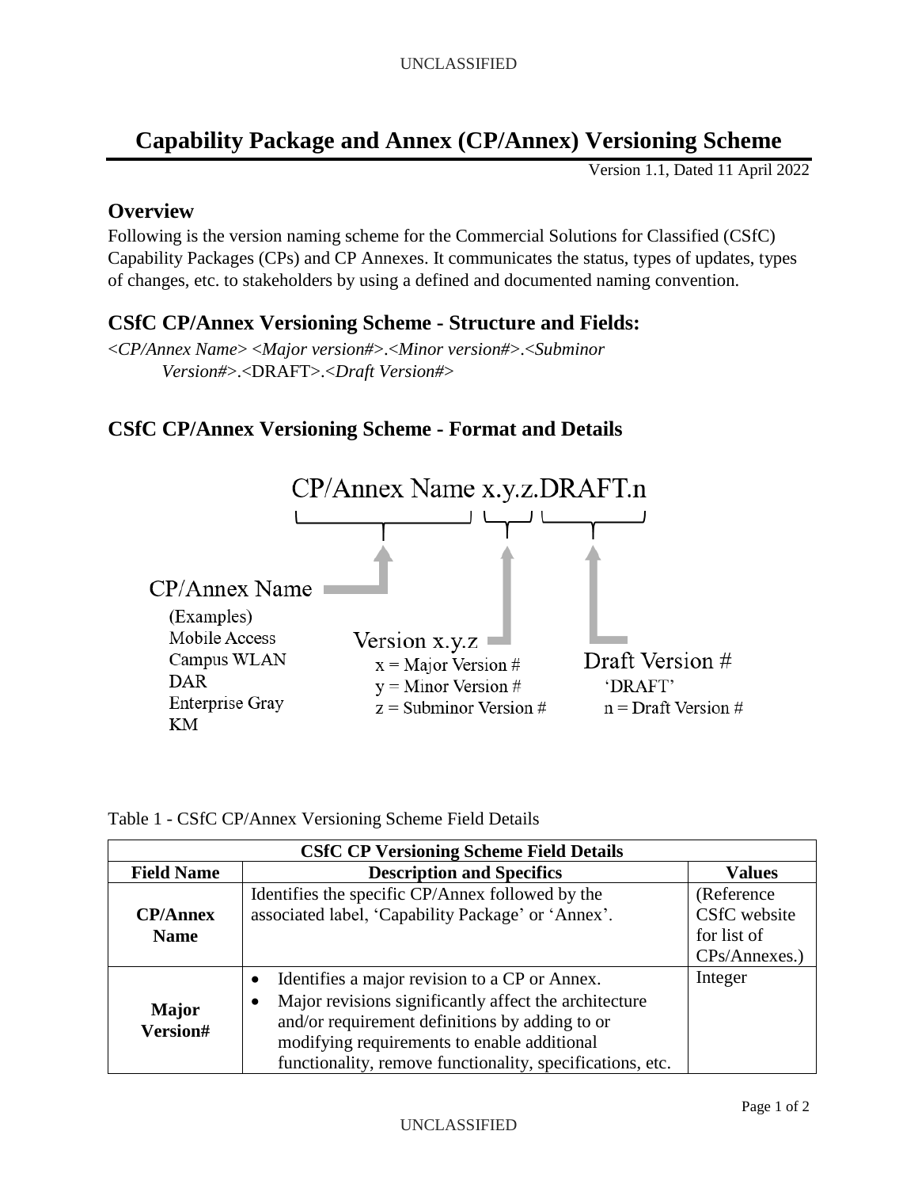# Capability Package and Annex (CP/Annex) Versioning Scheme

Version 1.1, Dated 11 April 2022

## Overview

Following is the version naming scheme for the Commercial Solutions for Classified (CSfC) Capability Packages (CPs) and CP Annexes. It communicates the status, types of updates, types of changes, etc. to stakeholders by using a defined and documented naming convention.

## CSfC CP/Annex Versioning Scheme - Structure and Fields:

<*CP/Annex Name*> <*Major version#*>.<*Minor version#*>.<*Subminor Version#*>.<DRAFT>.<*Draft Version#*>

## CSfC CP/Annex Versioning Scheme - Format and Details

CP/Annex Name x.y.z.DRAFT.n

CP/Annex Name
(Examples)
Mobile Access
Campus WLAN
DAR
Enterprise Gray
KM

Version x.y.z
x = Major Version #
y = Minor Version #
z = Subminor Version #

Draft Version #
'DRAFT'
n = Draft Version #

Table 1 - CSfC CP/Annex Versioning Scheme Field Details

| CSfC CP Versioning Scheme Field Details | | |
|---|---|---|
| **Field Name** | **Description and Specifics** | **Values** |
| **CP/Annex Name** | Identifies the specific CP/Annex followed by the associated label, 'Capability Package' or 'Annex'. | (Reference CSfC website for list of CPs/Annexes.) |
| **Major Version#** | • Identifies a major revision to a CP or Annex.<br>• Major revisions significantly affect the architecture and/or requirement definitions by adding to or modifying requirements to enable additional functionality, remove functionality, specifications, etc. | Integer |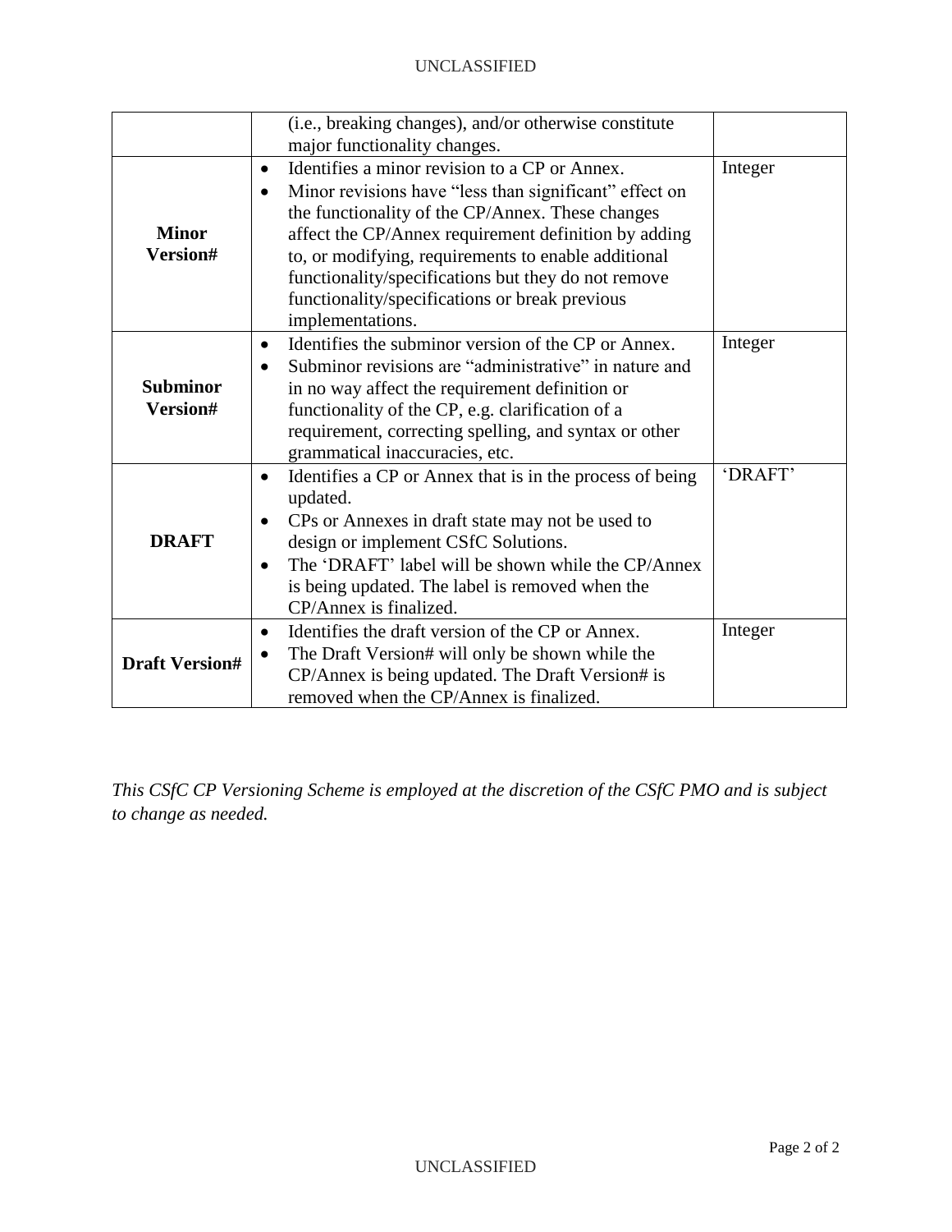| | | |
|---|---|---|
| | (i.e., breaking changes), and/or otherwise constitute major functionality changes. | |
| **Minor Version#** | • Identifies a minor revision to a CP or Annex.<br>• Minor revisions have "less than significant" effect on the functionality of the CP/Annex. These changes affect the CP/Annex requirement definition by adding to, or modifying, requirements to enable additional functionality/specifications but they do not remove functionality/specifications or break previous implementations. | Integer |
| **Subminor Version#** | • Identifies the subminor version of the CP or Annex.<br>• Subminor revisions are "administrative" in nature and in no way affect the requirement definition or functionality of the CP, e.g. clarification of a requirement, correcting spelling, and syntax or other grammatical inaccuracies, etc. | Integer |
| **DRAFT** | • Identifies a CP or Annex that is in the process of being updated.<br>• CPs or Annexes in draft state may not be used to design or implement CSfC Solutions.<br>• The 'DRAFT' label will be shown while the CP/Annex is being updated. The label is removed when the CP/Annex is finalized. | 'DRAFT' |
| **Draft Version#** | • Identifies the draft version of the CP or Annex.<br>• The Draft Version# will only be shown while the CP/Annex is being updated. The Draft Version# is removed when the CP/Annex is finalized. | Integer |

*This CSfC CP Versioning Scheme is employed at the discretion of the CSfC PMO and is subject to change as needed.*